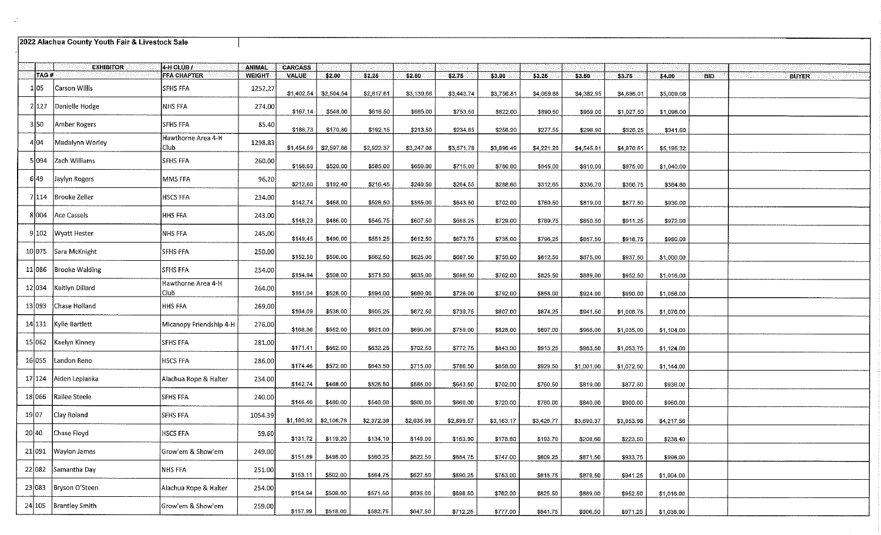# 2022 Alachua County Youth Fair & Livestock Sale

| | TAG # | EXHIBITOR | 4-H CLUB / FFA CHAPTER | ANIMAL WEIGHT | CARCASS VALUE | $2.00 | $2.25 | $2.50 | $2.75 | $3.00 | $3.25 | $3.50 | $3.75 | $4.00 | BID | BUYER |
|---|---|---|---|---|---|---|---|---|---|---|---|---|---|---|---|---|
| 1 | 05 | Carson Willis | SFHS FFA | 1252.27 | $1,402.54 | $2,504.54 | $2,817.61 | $3,130.68 | $3,443.74 | $3,756.81 | $4,069.88 | $4,382.95 | $4,696.01 | $5,009.08 | | |
| 2 | 127 | Danielle Hodge | NHS FFA | 274.00 | $167.14 | $548.00 | $616.50 | $685.00 | $753.50 | $822.00 | $890.50 | $959.00 | $1,027.50 | $1,096.00 | | |
| 3 | 50 | Amber Rogers | SFHS FFA | 85.40 | $188.73 | $170.80 | $192.15 | $213.50 | $234.85 | $256.20 | $277.55 | $298.90 | $320.25 | $341.60 | | |
| 4 | 04 | Madalynn Worley | Hawthorne Area 4-H Club | 1298.83 | $1,454.69 | $2,597.66 | $2,922.37 | $3,247.08 | $3,571.78 | $3,896.49 | $4,221.20 | $4,545.91 | $4,870.61 | $5,195.32 | | |
| 5 | 094 | Zach Williams | SFHS FFA | 260.00 | $158.60 | $520.00 | $585.00 | $650.00 | $715.00 | $780.00 | $845.00 | $910.00 | $975.00 | $1,040.00 | | |
| 6 | 49 | Jaylyn Rogers | MMS FFA | 96.20 | $212.60 | $192.40 | $216.45 | $240.50 | $264.55 | $288.60 | $312.65 | $336.70 | $360.75 | $384.80 | | |
| 7 | 114 | Brooke Zeller | HSCS FFA | 234.00 | $142.74 | $468.00 | $526.50 | $585.00 | $643.50 | $702.00 | $760.50 | $819.00 | $877.50 | $936.00 | | |
| 8 | 004 | Ace Cassels | HHS FFA | 243.00 | $148.23 | $486.00 | $546.75 | $607.50 | $668.25 | $729.00 | $789.75 | $850.50 | $911.25 | $972.00 | | |
| 9 | 102 | Wyatt Hester | NHS FFA | 245.00 | $149.45 | $490.00 | $551.25 | $612.50 | $673.75 | $735.00 | $796.25 | $857.50 | $918.75 | $980.00 | | |
| 10 | 075 | Sara McKnight | SFHS FFA | 250.00 | $152.50 | $500.00 | $562.50 | $625.00 | $687.50 | $750.00 | $812.50 | $875.00 | $937.50 | $1,000.00 | | |
| 11 | 086 | Brooke Walding | SFHS FFA | 254.00 | $154.94 | $508.00 | $571.50 | $635.00 | $698.50 | $762.00 | $825.50 | $889.00 | $952.50 | $1,016.00 | | |
| 12 | 034 | Kaitlyn Dillard | Hawthorne Area 4-H Club | 264.00 | $161.04 | $528.00 | $594.00 | $660.00 | $726.00 | $792.00 | $858.00 | $924.00 | $990.00 | $1,056.00 | | |
| 13 | 093 | Chase Holland | HHS FFA | 269.00 | $164.09 | $538.00 | $605.25 | $672.50 | $739.75 | $807.00 | $874.25 | $941.50 | $1,008.75 | $1,076.00 | | |
| 14 | 131 | Kylie Bartlett | Micanopy Friendship 4-H | 276.00 | $168.36 | $552.00 | $621.00 | $690.00 | $759.00 | $828.00 | $897.00 | $966.00 | $1,035.00 | $1,104.00 | | |
| 15 | 062 | Kaelyn Kinney | SFHS FFA | 281.00 | $171.41 | $562.00 | $632.25 | $702.50 | $772.75 | $843.00 | $913.25 | $983.50 | $1,053.75 | $1,124.00 | | |
| 16 | 055 | Landon Reno | HSCS FFA | 286.00 | $174.46 | $572.00 | $643.50 | $715.00 | $786.50 | $858.00 | $929.50 | $1,001.00 | $1,072.50 | $1,144.00 | | |
| 17 | 124 | Aiden Lepianka | Alachua Rope & Halter | 234.00 | $142.74 | $468.00 | $526.50 | $585.00 | $643.50 | $702.00 | $760.50 | $819.00 | $877.50 | $936.00 | | |
| 18 | 066 | Railee Steele | SFHS FFA | 240.00 | $146.40 | $480.00 | $540.00 | $600.00 | $660.00 | $720.00 | $780.00 | $840.00 | $900.00 | $960.00 | | |
| 19 | 07 | Clay Roland | SFHS FFA | 1054.39 | $1,180.92 | $2,108.78 | $2,372.38 | $2,635.98 | $2,899.57 | $3,163.17 | $3,426.77 | $3,690.37 | $3,953.96 | $4,217.56 | | |
| 20 | 40 | Chase Floyd | HSCS FFA | 59.60 | $131.72 | $119.20 | $134.10 | $149.00 | $163.90 | $178.80 | $193.70 | $208.60 | $223.50 | $238.40 | | |
| 21 | 091 | Waylon James | Grow'em & Show'em | 249.00 | $151.89 | $498.00 | $560.25 | $622.50 | $684.75 | $747.00 | $809.25 | $871.50 | $933.75 | $996.00 | | |
| 22 | 082 | Samantha Day | NHS FFA | 251.00 | $153.11 | $502.00 | $564.75 | $627.50 | $690.25 | $753.00 | $815.75 | $878.50 | $941.25 | $1,004.00 | | |
| 23 | 083 | Bryson O'Steen | Alachua Rope & Halter | 254.00 | $154.94 | $508.00 | $571.50 | $635.00 | $698.50 | $762.00 | $825.50 | $889.00 | $952.50 | $1,016.00 | | |
| 24 | 105 | Brantley Smith | Grow'em & Show'em | 259.00 | $157.99 | $518.00 | $582.75 | $647.50 | $712.25 | $777.00 | $841.75 | $906.50 | $971.25 | $1,036.00 | | |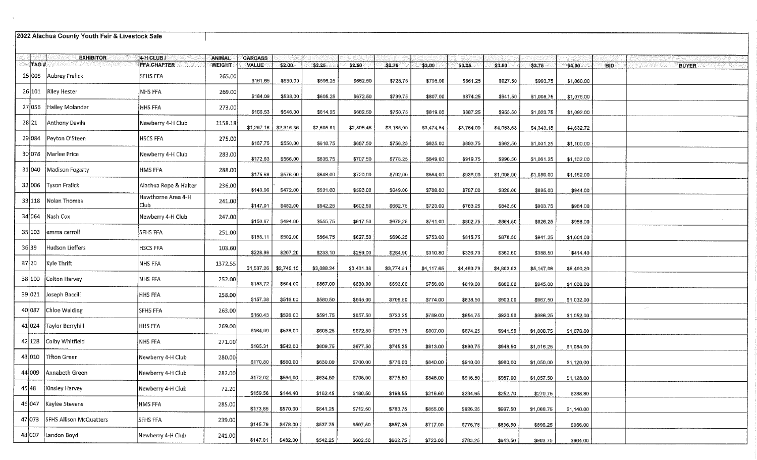**2022 Alachua County Youth Fair & Livestock Sale**

| | TAG # | EXHIBITOR | 4-H CLUB / FFA CHAPTER | ANIMAL WEIGHT | CARCASS VALUE | $2.00 | $2.25 | $2.50 | $2.75 | $3.00 | $3.25 | $3.50 | $3.75 | $4.00 | BID | BUYER |
|---|---|---|---|---|---|---|---|---|---|---|---|---|---|---|---|---|
| 25 | 005 | Aubrey Fralick | SFHS FFA | 265.00 | $161.65 | $530.00 | $596.25 | $662.50 | $728.75 | $795.00 | $861.25 | $927.50 | $993.75 | $1,060.00 | | |
| 26 | 101 | Riley Hester | NHS FFA | 269.00 | $164.09 | $538.00 | $605.25 | $672.50 | $739.75 | $807.00 | $874.25 | $941.50 | $1,008.75 | $1,076.00 | | |
| 27 | 056 | Hailey Molander | HHS FFA | 273.00 | $166.53 | $546.00 | $614.25 | $682.50 | $750.75 | $819.00 | $887.25 | $955.50 | $1,023.75 | $1,092.00 | | |
| 28 | 21 | Anthony Davila | Newberry 4-H Club | 1158.18 | $1,297.16 | $2,316.36 | $2,605.91 | $2,895.45 | $3,185.00 | $3,474.54 | $3,764.09 | $4,053.63 | $4,343.18 | $4,632.72 | | |
| 29 | 084 | Peyton O'Steen | HSCS FFA | 275.00 | $167.75 | $550.00 | $618.75 | $687.50 | $756.25 | $825.00 | $893.75 | $962.50 | $1,031.25 | $1,100.00 | | |
| 30 | 078 | Marlee Price | Newberry 4-H Club | 283.00 | $172.63 | $566.00 | $636.75 | $707.50 | $778.25 | $849.00 | $919.75 | $990.50 | $1,061.25 | $1,132.00 | | |
| 31 | 040 | Madison Fogarty | HMS FFA | 288.00 | $175.68 | $576.00 | $648.00 | $720.00 | $792.00 | $864.00 | $936.00 | $1,008.00 | $1,080.00 | $1,152.00 | | |
| 32 | 006 | Tyson Fralick | Alachua Rope & Halter | 236.00 | $143.96 | $472.00 | $531.00 | $590.00 | $649.00 | $708.00 | $767.00 | $826.00 | $885.00 | $944.00 | | |
| 33 | 118 | Nolan Thomas | Hawthorne Area 4-H Club | 241.00 | $147.01 | $482.00 | $542.25 | $602.50 | $662.75 | $723.00 | $783.25 | $843.50 | $903.75 | $964.00 | | |
| 34 | 064 | Nash Cox | Newberry 4-H Club | 247.00 | $150.67 | $494.00 | $555.75 | $617.50 | $679.25 | $741.00 | $802.75 | $864.50 | $926.25 | $988.00 | | |
| 35 | 103 | emma carroll | SFHS FFA | 251.00 | $153.11 | $502.00 | $564.75 | $627.50 | $690.25 | $753.00 | $815.75 | $878.50 | $941.25 | $1,004.00 | | |
| 36 | 39 | Hudson Lieffers | HSCS FFA | 103.60 | $228.96 | $207.20 | $233.10 | $259.00 | $284.90 | $310.80 | $336.70 | $362.60 | $388.50 | $414.40 | | |
| 37 | 20 | Kyle Thrift | NHS FFA | 1372.55 | $1,537.26 | $2,745.10 | $3,088.24 | $3,431.38 | $3,774.51 | $4,117.65 | $4,460.79 | $4,803.93 | $5,147.06 | $5,490.20 | | |
| 38 | 100 | Colton Harvey | NHS FFA | 252.00 | $153.72 | $504.00 | $567.00 | $630.00 | $693.00 | $756.00 | $819.00 | $882.00 | $945.00 | $1,008.00 | | |
| 39 | 021 | Joseph Baccili | HHS FFA | 258.00 | $157.38 | $516.00 | $580.50 | $645.00 | $709.50 | $774.00 | $838.50 | $903.00 | $967.50 | $1,032.00 | | |
| 40 | 087 | Chloe Walding | SFHS FFA | 263.00 | $160.43 | $526.00 | $591.75 | $657.50 | $723.25 | $789.00 | $854.75 | $920.50 | $986.25 | $1,052.00 | | |
| 41 | 024 | Taylor Berryhill | HHS FFA | 269.00 | $164.09 | $538.00 | $605.25 | $672.50 | $739.75 | $807.00 | $874.25 | $941.50 | $1,008.75 | $1,076.00 | | |
| 42 | 128 | Colby Whitfield | NHS FFA | 271.00 | $165.31 | $542.00 | $609.75 | $677.50 | $745.25 | $813.00 | $880.75 | $948.50 | $1,016.25 | $1,084.00 | | |
| 43 | 010 | Tifton Green | Newberry 4-H Club | 280.00 | $170.80 | $560.00 | $630.00 | $700.00 | $770.00 | $840.00 | $910.00 | $980.00 | $1,050.00 | $1,120.00 | | |
| 44 | 009 | Annabeth Green | Newberry 4-H Club | 282.00 | $172.02 | $564.00 | $634.50 | $705.00 | $775.50 | $846.00 | $916.50 | $987.00 | $1,057.50 | $1,128.00 | | |
| 45 | 48 | Kinsley Harvey | Newberry 4-H Club | 72.20 | $159.56 | $144.40 | $162.45 | $180.50 | $198.55 | $216.60 | $234.65 | $252.70 | $270.75 | $288.80 | | |
| 46 | 047 | Kaylee Stevens | HMS FFA | 285.00 | $173.85 | $570.00 | $641.25 | $712.50 | $783.75 | $855.00 | $926.25 | $997.50 | $1,068.75 | $1,140.00 | | |
| 47 | 073 | SFHS Allison McQuatters | SFHS FFA | 239.00 | $145.79 | $478.00 | $537.75 | $597.50 | $657.25 | $717.00 | $776.75 | $836.50 | $896.25 | $956.00 | | |
| 48 | 007 | Landon Boyd | Newberry 4-H Club | 241.00 | $147.01 | $482.00 | $542.25 | $602.50 | $662.75 | $723.00 | $783.25 | $843.50 | $903.75 | $964.00 | | |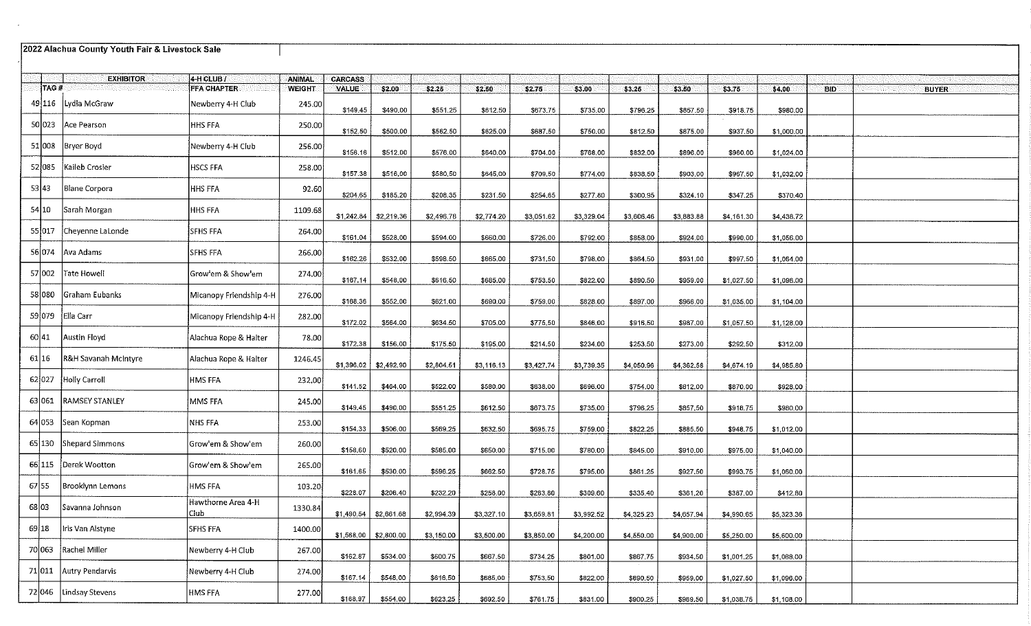## 2022 Alachua County Youth Fair & Livestock Sale

| | TAG # | EXHIBITOR | 4-H CLUB / FFA CHAPTER | ANIMAL WEIGHT | CARCASS VALUE | $2.00 | $2.25 | $2.50 | $2.75 | $3.00 | $3.25 | $3.50 | $3.75 | $4.00 | BID | BUYER |
|---|---|---|---|---|---|---|---|---|---|---|---|---|---|---|---|---|
| 49 | 116 | Lydia McGraw | Newberry 4-H Club | 245.00 | $149.45 | $490.00 | $551.25 | $612.50 | $673.75 | $735.00 | $796.25 | $857.50 | $918.75 | $980.00 | | |
| 50 | 023 | Ace Pearson | HHS FFA | 250.00 | $152.50 | $500.00 | $562.50 | $625.00 | $687.50 | $750.00 | $812.50 | $875.00 | $937.50 | $1,000.00 | | |
| 51 | 008 | Bryer Boyd | Newberry 4-H Club | 256.00 | $156.16 | $512.00 | $576.00 | $640.00 | $704.00 | $768.00 | $832.00 | $896.00 | $960.00 | $1,024.00 | | |
| 52 | 085 | Kaileb Crosier | HSCS FFA | 258.00 | $157.38 | $516.00 | $580.50 | $645.00 | $709.50 | $774.00 | $838.50 | $903.00 | $967.50 | $1,032.00 | | |
| 53 | 43 | Blane Corpora | HHS FFA | 92.60 | $204.65 | $185.20 | $208.35 | $231.50 | $254.65 | $277.80 | $300.95 | $324.10 | $347.25 | $370.40 | | |
| 54 | 10 | Sarah Morgan | HHS FFA | 1109.68 | $1,242.84 | $2,219.36 | $2,496.78 | $2,774.20 | $3,051.62 | $3,329.04 | $3,606.46 | $3,883.88 | $4,161.30 | $4,438.72 | | |
| 55 | 017 | Cheyenne LaLonde | SFHS FFA | 264.00 | $161.04 | $528.00 | $594.00 | $660.00 | $726.00 | $792.00 | $858.00 | $924.00 | $990.00 | $1,056.00 | | |
| 56 | 074 | Ava Adams | SFHS FFA | 266.00 | $162.26 | $532.00 | $598.50 | $665.00 | $731.50 | $798.00 | $864.50 | $931.00 | $997.50 | $1,064.00 | | |
| 57 | 002 | Tate Howell | Grow'em & Show'em | 274.00 | $167.14 | $548.00 | $616.50 | $685.00 | $753.50 | $822.00 | $890.50 | $959.00 | $1,027.50 | $1,096.00 | | |
| 58 | 080 | Graham Eubanks | Micanopy Friendship 4-H | 276.00 | $168.36 | $552.00 | $621.00 | $690.00 | $759.00 | $828.00 | $897.00 | $966.00 | $1,035.00 | $1,104.00 | | |
| 59 | 079 | Ella Carr | Micanopy Friendship 4-H | 282.00 | $172.02 | $564.00 | $634.50 | $705.00 | $775.50 | $846.00 | $916.50 | $987.00 | $1,057.50 | $1,128.00 | | |
| 60 | 41 | Austin Floyd | Alachua Rope & Halter | 78.00 | $172.38 | $156.00 | $175.50 | $195.00 | $214.50 | $234.00 | $253.50 | $273.00 | $292.50 | $312.00 | | |
| 61 | 16 | R&H Savanah McIntyre | Alachua Rope & Halter | 1246.45 | $1,396.02 | $2,492.90 | $2,804.51 | $3,116.13 | $3,427.74 | $3,739.35 | $4,050.96 | $4,362.58 | $4,674.19 | $4,985.80 | | |
| 62 | 027 | Holly Carroll | HMS FFA | 232.00 | $141.52 | $464.00 | $522.00 | $580.00 | $638.00 | $696.00 | $754.00 | $812.00 | $870.00 | $928.00 | | |
| 63 | 061 | RAMSEY STANLEY | MMS FFA | 245.00 | $149.45 | $490.00 | $551.25 | $612.50 | $673.75 | $735.00 | $796.25 | $857.50 | $918.75 | $980.00 | | |
| 64 | 053 | Sean Kopman | NHS FFA | 253.00 | $154.33 | $506.00 | $569.25 | $632.50 | $695.75 | $759.00 | $822.25 | $885.50 | $948.75 | $1,012.00 | | |
| 65 | 130 | Shepard Simmons | Grow'em & Show'em | 260.00 | $158.60 | $520.00 | $585.00 | $650.00 | $715.00 | $780.00 | $845.00 | $910.00 | $975.00 | $1,040.00 | | |
| 66 | 115 | Derek Wootton | Grow'em & Show'em | 265.00 | $161.65 | $530.00 | $596.25 | $662.50 | $728.75 | $795.00 | $861.25 | $927.50 | $993.75 | $1,060.00 | | |
| 67 | 55 | Brooklynn Lemons | HMS FFA | 103.20 | $228.07 | $206.40 | $232.20 | $258.00 | $283.80 | $309.60 | $335.40 | $361.20 | $387.00 | $412.80 | | |
| 68 | 03 | Savanna Johnson | Hawthorne Area 4-H Club | 1330.84 | $1,490.54 | $2,661.68 | $2,994.39 | $3,327.10 | $3,659.81 | $3,992.52 | $4,325.23 | $4,657.94 | $4,990.65 | $5,323.36 | | |
| 69 | 18 | Iris Van Alstyne | SFHS FFA | 1400.00 | $1,568.00 | $2,800.00 | $3,150.00 | $3,500.00 | $3,850.00 | $4,200.00 | $4,550.00 | $4,900.00 | $5,250.00 | $5,600.00 | | |
| 70 | 063 | Rachel Miller | Newberry 4-H Club | 267.00 | $162.87 | $534.00 | $600.75 | $667.50 | $734.25 | $801.00 | $867.75 | $934.50 | $1,001.25 | $1,068.00 | | |
| 71 | 011 | Autry Pendarvis | Newberry 4-H Club | 274.00 | $167.14 | $548.00 | $616.50 | $685.00 | $753.50 | $822.00 | $890.50 | $959.00 | $1,027.50 | $1,096.00 | | |
| 72 | 046 | Lindsay Stevens | HMS FFA | 277.00 | $168.97 | $554.00 | $623.25 | $692.50 | $761.75 | $831.00 | $900.25 | $969.50 | $1,038.75 | $1,108.00 | | |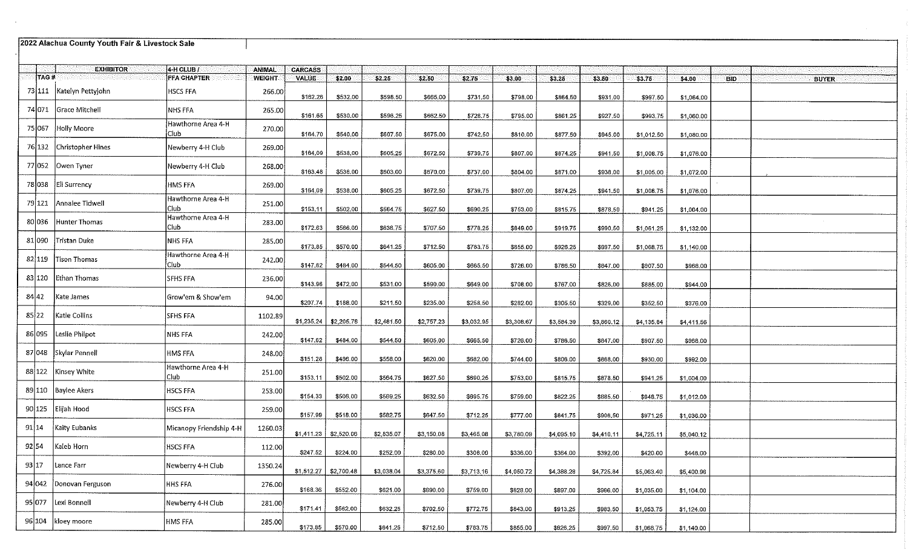2022 Alachua County Youth Fair & Livestock Sale

| | TAG # | EXHIBITOR | 4-H CLUB / FFA CHAPTER | ANIMAL WEIGHT | CARCASS VALUE | $2.00 | $2.25 | $2.50 | $2.75 | $3.00 | $3.25 | $3.50 | $3.75 | $4.00 | BID | BUYER |
|---|---|---|---|---|---|---|---|---|---|---|---|---|---|---|---|---|
| 73 | 111 | Katelyn Pettyjohn | HSCS FFA | 266.00 | $162.26 | $532.00 | $598.50 | $665.00 | $731.50 | $798.00 | $864.50 | $931.00 | $997.50 | $1,064.00 | | |
| 74 | 071 | Grace Mitchell | NHS FFA | 265.00 | $161.65 | $530.00 | $596.25 | $662.50 | $728.75 | $795.00 | $861.25 | $927.50 | $993.75 | $1,060.00 | | |
| 75 | 067 | Holly Moore | Hawthorne Area 4-H Club | 270.00 | $164.70 | $540.00 | $607.50 | $675.00 | $742.50 | $810.00 | $877.50 | $945.00 | $1,012.50 | $1,080.00 | | |
| 76 | 132 | Christopher Hines | Newberry 4-H Club | 269.00 | $164.09 | $538.00 | $605.25 | $672.50 | $739.75 | $807.00 | $874.25 | $941.50 | $1,008.75 | $1,076.00 | | |
| 77 | 052 | Owen Tyner | Newberry 4-H Club | 268.00 | $163.48 | $536.00 | $603.00 | $670.00 | $737.00 | $804.00 | $871.00 | $938.00 | $1,005.00 | $1,072.00 | | |
| 78 | 038 | Eli Surrency | HMS FFA | 269.00 | $164.09 | $538.00 | $605.25 | $672.50 | $739.75 | $807.00 | $874.25 | $941.50 | $1,008.75 | $1,076.00 | | |
| 79 | 121 | Annalee Tidwell | Hawthorne Area 4-H Club | 251.00 | $153.11 | $502.00 | $564.75 | $627.50 | $690.25 | $753.00 | $815.75 | $878.50 | $941.25 | $1,004.00 | | |
| 80 | 036 | Hunter Thomas | Hawthorne Area 4-H Club | 283.00 | $172.63 | $566.00 | $636.75 | $707.50 | $778.25 | $849.00 | $919.75 | $990.50 | $1,061.25 | $1,132.00 | | |
| 81 | 090 | Tristan Duke | NHS FFA | 285.00 | $173.85 | $570.00 | $641.25 | $712.50 | $783.75 | $855.00 | $926.25 | $997.50 | $1,068.75 | $1,140.00 | | |
| 82 | 119 | Tison Thomas | Hawthorne Area 4-H Club | 242.00 | $147.62 | $484.00 | $544.50 | $605.00 | $665.50 | $726.00 | $786.50 | $847.00 | $907.50 | $968.00 | | |
| 83 | 120 | Ethan Thomas | SFHS FFA | 236.00 | $143.96 | $472.00 | $531.00 | $590.00 | $649.00 | $708.00 | $767.00 | $826.00 | $885.00 | $944.00 | | |
| 84 | 42 | Kate James | Grow'em & Show'em | 94.00 | $207.74 | $188.00 | $211.50 | $235.00 | $258.50 | $282.00 | $305.50 | $329.00 | $352.50 | $376.00 | | |
| 85 | 22 | Katie Collins | SFHS FFA | 1102.89 | $1,235.24 | $2,205.78 | $2,481.50 | $2,757.23 | $3,032.95 | $3,308.67 | $3,584.39 | $3,860.12 | $4,135.84 | $4,411.56 | | |
| 86 | 095 | Leslie Philpot | NHS FFA | 242.00 | $147.62 | $484.00 | $544.50 | $605.00 | $665.50 | $726.00 | $786.50 | $847.00 | $907.50 | $968.00 | | |
| 87 | 048 | Skylar Pennell | HMS FFA | 248.00 | $151.28 | $496.00 | $558.00 | $620.00 | $682.00 | $744.00 | $806.00 | $868.00 | $930.00 | $992.00 | | |
| 88 | 122 | Kinsey White | Hawthorne Area 4-H Club | 251.00 | $153.11 | $502.00 | $564.75 | $627.50 | $690.25 | $753.00 | $815.75 | $878.50 | $941.25 | $1,004.00 | | |
| 89 | 110 | Baylee Akers | HSCS FFA | 253.00 | $154.33 | $506.00 | $569.25 | $632.50 | $695.75 | $759.00 | $822.25 | $885.50 | $948.75 | $1,012.00 | | |
| 90 | 125 | Elijah Hood | HSCS FFA | 259.00 | $157.99 | $518.00 | $582.75 | $647.50 | $712.25 | $777.00 | $841.75 | $906.50 | $971.25 | $1,036.00 | | |
| 91 | 14 | Kaity Eubanks | Micanopy Friendship 4-H | 1260.03 | $1,411.23 | $2,520.06 | $2,835.07 | $3,150.08 | $3,465.08 | $3,780.09 | $4,095.10 | $4,410.11 | $4,725.11 | $5,040.12 | | |
| 92 | 54 | Kaleb Horn | HSCS FFA | 112.00 | $247.52 | $224.00 | $252.00 | $280.00 | $308.00 | $336.00 | $364.00 | $392.00 | $420.00 | $448.00 | | |
| 93 | 17 | Lance Farr | Newberry 4-H Club | 1350.24 | $1,512.27 | $2,700.48 | $3,038.04 | $3,375.60 | $3,713.16 | $4,050.72 | $4,388.28 | $4,725.84 | $5,063.40 | $5,400.96 | | |
| 94 | 042 | Donovan Ferguson | HHS FFA | 276.00 | $168.36 | $552.00 | $621.00 | $690.00 | $759.00 | $828.00 | $897.00 | $966.00 | $1,035.00 | $1,104.00 | | |
| 95 | 077 | Lexi Bonnell | Newberry 4-H Club | 281.00 | $171.41 | $562.00 | $632.25 | $702.50 | $772.75 | $843.00 | $913.25 | $983.50 | $1,053.75 | $1,124.00 | | |
| 96 | 104 | kloey moore | HMS FFA | 285.00 | $173.85 | $570.00 | $641.25 | $712.50 | $783.75 | $855.00 | $926.25 | $997.50 | $1,068.75 | $1,140.00 | | |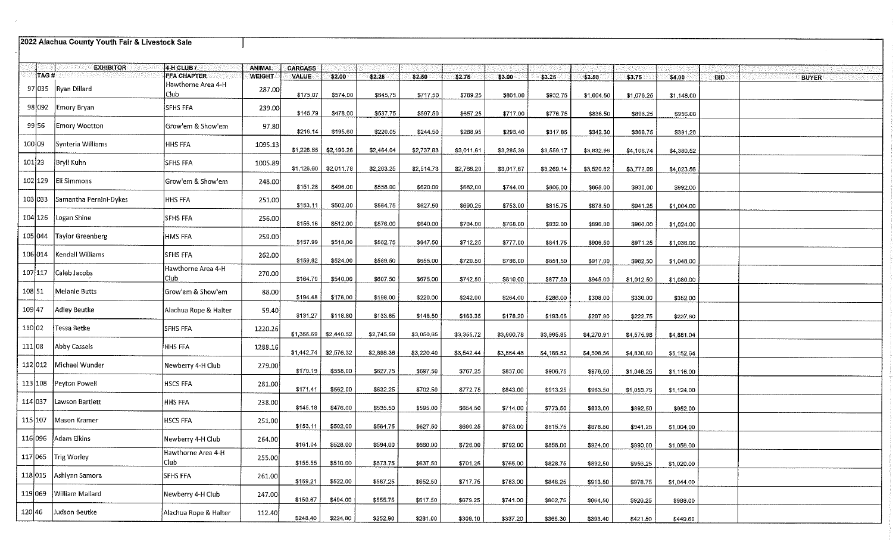## 2022 Alachua County Youth Fair & Livestock Sale

| | TAG # | EXHIBITOR | 4-H CLUB / FFA CHAPTER | ANIMAL WEIGHT | CARCASS VALUE | $2.00 | $2.25 | $2.50 | $2.75 | $3.00 | $3.25 | $3.50 | $3.75 | $4.00 | BID | BUYER |
|---|---|---|---|---|---|---|---|---|---|---|---|---|---|---|---|---|
| 97 | 035 | Ryan Dillard | Hawthorne Area 4-H Club | 287.00 | $175.07 | $574.00 | $645.75 | $717.50 | $789.25 | $861.00 | $932.75 | $1,004.50 | $1,076.25 | $1,148.00 | | |
| 98 | 092 | Emory Bryan | SFHS FFA | 239.00 | $145.79 | $478.00 | $537.75 | $597.50 | $657.25 | $717.00 | $776.75 | $836.50 | $896.25 | $956.00 | | |
| 99 | 56 | Emory Wootton | Grow'em & Show'em | 97.80 | $216.14 | $195.60 | $220.05 | $244.50 | $268.95 | $293.40 | $317.85 | $342.30 | $366.75 | $391.20 | | |
| 100 | 09 | Synteria Williams | HHS FFA | 1095.13 | $1,226.55 | $2,190.26 | $2,464.04 | $2,737.83 | $3,011.61 | $3,285.39 | $3,559.17 | $3,832.96 | $4,106.74 | $4,380.52 | | |
| 101 | 23 | Bryli Kuhn | SFHS FFA | 1005.89 | $1,126.60 | $2,011.78 | $2,263.25 | $2,514.73 | $2,766.20 | $3,017.67 | $3,269.14 | $3,520.62 | $3,772.09 | $4,023.56 | | |
| 102 | 129 | Eli Simmons | Grow'em & Show'em | 248.00 | $151.28 | $496.00 | $558.00 | $620.00 | $682.00 | $744.00 | $806.00 | $868.00 | $930.00 | $992.00 | | |
| 103 | 033 | Samantha Pernini-Dykes | HHS FFA | 251.00 | $153.11 | $502.00 | $564.75 | $627.50 | $690.25 | $753.00 | $815.75 | $878.50 | $941.25 | $1,004.00 | | |
| 104 | 126 | Logan Shine | SFHS FFA | 256.00 | $156.16 | $512.00 | $576.00 | $640.00 | $704.00 | $768.00 | $832.00 | $896.00 | $960.00 | $1,024.00 | | |
| 105 | 044 | Taylor Greenberg | HMS FFA | 259.00 | $157.99 | $518.00 | $582.75 | $647.50 | $712.25 | $777.00 | $841.75 | $906.50 | $971.25 | $1,036.00 | | |
| 106 | 014 | Kendall Williams | SFHS FFA | 262.00 | $159.82 | $524.00 | $589.50 | $655.00 | $720.50 | $786.00 | $851.50 | $917.00 | $982.50 | $1,048.00 | | |
| 107 | 117 | Caleb Jacobs | Hawthorne Area 4-H Club | 270.00 | $164.70 | $540.00 | $607.50 | $675.00 | $742.50 | $810.00 | $877.50 | $945.00 | $1,012.50 | $1,080.00 | | |
| 108 | 51 | Melanie Butts | Grow'em & Show'em | 88.00 | $194.48 | $176.00 | $198.00 | $220.00 | $242.00 | $264.00 | $286.00 | $308.00 | $330.00 | $352.00 | | |
| 109 | 47 | Adley Beutke | Alachua Rope & Halter | 59.40 | $131.27 | $118.80 | $133.65 | $148.50 | $163.35 | $178.20 | $193.05 | $207.90 | $222.75 | $237.60 | | |
| 110 | 02 | Tessa Betke | SFHS FFA | 1220.26 | $1,366.69 | $2,440.52 | $2,745.59 | $3,050.65 | $3,355.72 | $3,660.78 | $3,965.85 | $4,270.91 | $4,575.98 | $4,881.04 | | |
| 111 | 08 | Abby Cassels | HHS FFA | 1288.16 | $1,442.74 | $2,576.32 | $2,898.36 | $3,220.40 | $3,542.44 | $3,864.48 | $4,186.52 | $4,508.56 | $4,830.60 | $5,152.64 | | |
| 112 | 012 | Michael Wunder | Newberry 4-H Club | 279.00 | $170.19 | $558.00 | $627.75 | $697.50 | $767.25 | $837.00 | $906.75 | $976.50 | $1,046.25 | $1,116.00 | | |
| 113 | 108 | Peyton Powell | HSCS FFA | 281.00 | $171.41 | $562.00 | $632.25 | $702.50 | $772.75 | $843.00 | $913.25 | $983.50 | $1,053.75 | $1,124.00 | | |
| 114 | 037 | Lawson Bartlett | HHS FFA | 238.00 | $145.18 | $476.00 | $535.50 | $595.00 | $654.50 | $714.00 | $773.50 | $833.00 | $892.50 | $952.00 | | |
| 115 | 107 | Mason Kramer | HSCS FFA | 251.00 | $153.11 | $502.00 | $564.75 | $627.50 | $690.25 | $753.00 | $815.75 | $878.50 | $941.25 | $1,004.00 | | |
| 116 | 096 | Adam Elkins | Newberry 4-H Club | 264.00 | $161.04 | $528.00 | $594.00 | $660.00 | $726.00 | $792.00 | $858.00 | $924.00 | $990.00 | $1,056.00 | | |
| 117 | 065 | Trig Worley | Hawthorne Area 4-H Club | 255.00 | $155.55 | $510.00 | $573.75 | $637.50 | $701.25 | $765.00 | $828.75 | $892.50 | $956.25 | $1,020.00 | | |
| 118 | 015 | Ashlynn Samora | SFHS FFA | 261.00 | $159.21 | $522.00 | $587.25 | $652.50 | $717.75 | $783.00 | $848.25 | $913.50 | $978.75 | $1,044.00 | | |
| 119 | 069 | William Mallard | Newberry 4-H Club | 247.00 | $150.67 | $494.00 | $555.75 | $617.50 | $679.25 | $741.00 | $802.75 | $864.50 | $926.25 | $988.00 | | |
| 120 | 46 | Judson Beutke | Alachua Rope & Halter | 112.40 | $248.40 | $224.80 | $252.90 | $281.00 | $309.10 | $337.20 | $365.30 | $393.40 | $421.50 | $449.60 | | |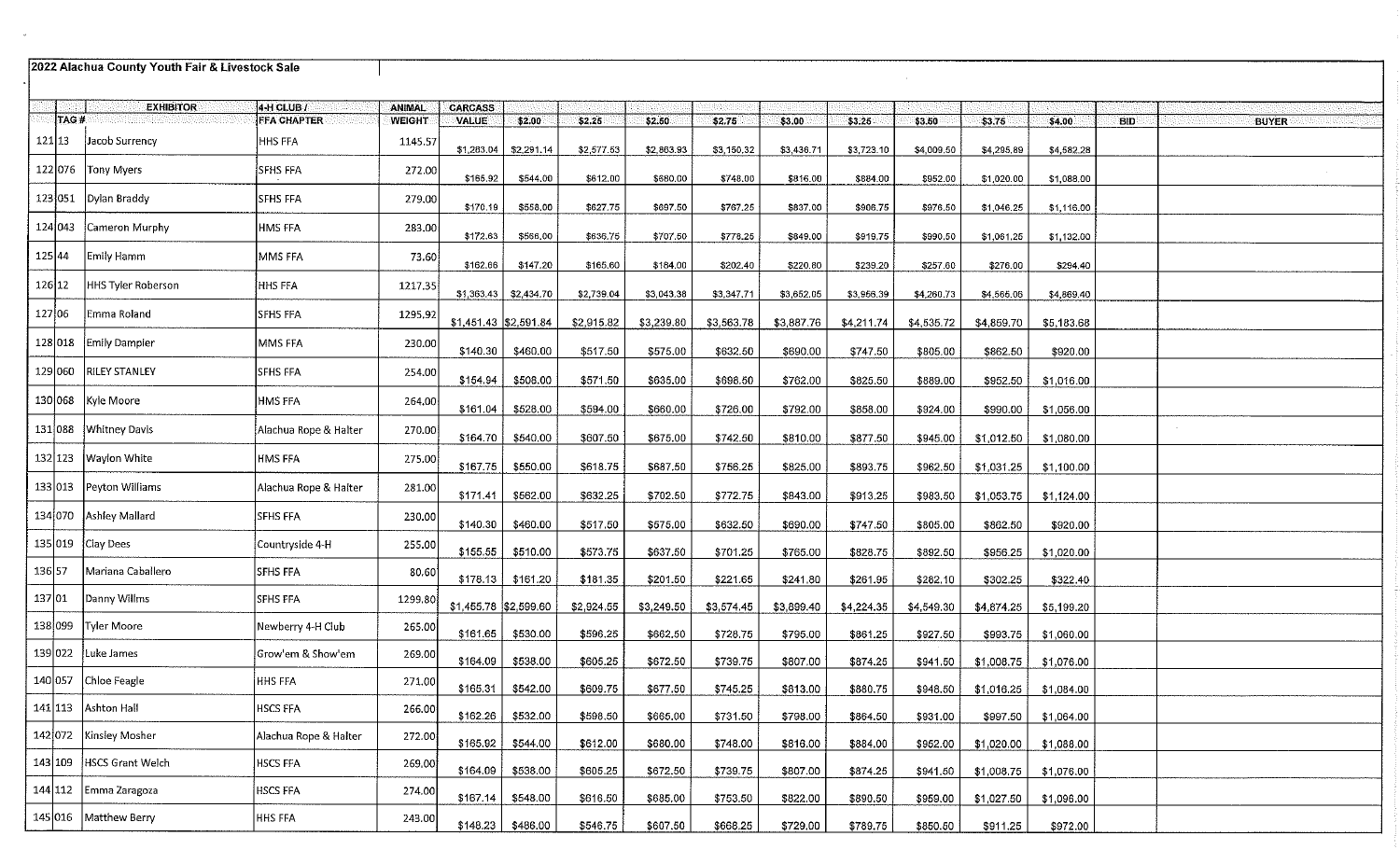## 2022 Alachua County Youth Fair & Livestock Sale

| | TAG # | EXHIBITOR | 4-H CLUB / FFA CHAPTER | ANIMAL WEIGHT | CARCASS VALUE | $2.00 | $2.25 | $2.50 | $2.75 | $3.00 | $3.25 | $3.50 | $3.75 | $4.00 | BID | BUYER |
|---|---|---|---|---|---|---|---|---|---|---|---|---|---|---|---|---|
| 121 | 13 | Jacob Surrency | HHS FFA | 1145.57 | $1,263.04 | $2,291.14 | $2,577.53 | $2,863.93 | $3,150.32 | $3,436.71 | $3,723.10 | $4,009.50 | $4,295.89 | $4,582.28 | | |
| 122 | 076 | Tony Myers | SFHS FFA | 272.00 | $165.92 | $544.00 | $612.00 | $680.00 | $748.00 | $816.00 | $884.00 | $952.00 | $1,020.00 | $1,088.00 | | |
| 123 | 051 | Dylan Braddy | SFHS FFA | 279.00 | $170.19 | $558.00 | $627.75 | $697.50 | $767.25 | $837.00 | $906.75 | $976.50 | $1,046.25 | $1,116.00 | | |
| 124 | 043 | Cameron Murphy | HMS FFA | 283.00 | $172.63 | $566.00 | $636.75 | $707.50 | $778.25 | $849.00 | $919.75 | $990.50 | $1,061.25 | $1,132.00 | | |
| 125 | 44 | Emily Hamm | MMS FFA | 73.60 | $162.66 | $147.20 | $165.60 | $184.00 | $202.40 | $220.80 | $239.20 | $257.60 | $276.00 | $294.40 | | |
| 126 | 12 | HHS Tyler Roberson | HHS FFA | 1217.35 | $1,363.43 | $2,434.70 | $2,739.04 | $3,043.38 | $3,347.71 | $3,652.05 | $3,956.39 | $4,260.73 | $4,565.06 | $4,869.40 | | |
| 127 | 06 | Emma Roland | SFHS FFA | 1295.92 | $1,451.43 | $2,591.84 | $2,915.82 | $3,239.80 | $3,563.78 | $3,887.76 | $4,211.74 | $4,535.72 | $4,859.70 | $5,183.68 | | |
| 128 | 018 | Emily Dampier | MMS FFA | 230.00 | $140.30 | $460.00 | $517.50 | $575.00 | $632.50 | $690.00 | $747.50 | $805.00 | $862.50 | $920.00 | | |
| 129 | 060 | RILEY STANLEY | SFHS FFA | 254.00 | $154.94 | $508.00 | $571.50 | $635.00 | $698.50 | $762.00 | $825.50 | $889.00 | $952.50 | $1,016.00 | | |
| 130 | 068 | Kyle Moore | HMS FFA | 264.00 | $161.04 | $528.00 | $594.00 | $660.00 | $726.00 | $792.00 | $858.00 | $924.00 | $990.00 | $1,056.00 | | |
| 131 | 088 | Whitney Davis | Alachua Rope & Halter | 270.00 | $164.70 | $540.00 | $607.50 | $675.00 | $742.50 | $810.00 | $877.50 | $945.00 | $1,012.50 | $1,080.00 | | |
| 132 | 123 | Waylon White | HMS FFA | 275.00 | $167.75 | $550.00 | $618.75 | $687.50 | $756.25 | $825.00 | $893.75 | $962.50 | $1,031.25 | $1,100.00 | | |
| 133 | 013 | Peyton Williams | Alachua Rope & Halter | 281.00 | $171.41 | $562.00 | $632.25 | $702.50 | $772.75 | $843.00 | $913.25 | $983.50 | $1,053.75 | $1,124.00 | | |
| 134 | 070 | Ashley Mallard | SFHS FFA | 230.00 | $140.30 | $460.00 | $517.50 | $575.00 | $632.50 | $690.00 | $747.50 | $805.00 | $862.50 | $920.00 | | |
| 135 | 019 | Clay Dees | Countryside 4-H | 255.00 | $155.55 | $510.00 | $573.75 | $637.50 | $701.25 | $765.00 | $828.75 | $892.50 | $956.25 | $1,020.00 | | |
| 136 | 57 | Mariana Caballero | SFHS FFA | 80.60 | $178.13 | $161.20 | $181.35 | $201.50 | $221.65 | $241.80 | $261.95 | $282.10 | $302.25 | $322.40 | | |
| 137 | 01 | Danny Willms | SFHS FFA | 1299.80 | $1,455.78 | $2,599.60 | $2,924.55 | $3,249.50 | $3,574.45 | $3,899.40 | $4,224.35 | $4,549.30 | $4,874.25 | $5,199.20 | | |
| 138 | 099 | Tyler Moore | Newberry 4-H Club | 265.00 | $161.65 | $530.00 | $596.25 | $662.50 | $728.75 | $795.00 | $861.25 | $927.50 | $993.75 | $1,060.00 | | |
| 139 | 022 | Luke James | Grow'em & Show'em | 269.00 | $164.09 | $538.00 | $605.25 | $672.50 | $739.75 | $807.00 | $874.25 | $941.50 | $1,008.75 | $1,076.00 | | |
| 140 | 057 | Chloe Feagle | HHS FFA | 271.00 | $165.31 | $542.00 | $609.75 | $677.50 | $745.25 | $813.00 | $880.75 | $948.50 | $1,016.25 | $1,084.00 | | |
| 141 | 113 | Ashton Hall | HSCS FFA | 266.00 | $162.26 | $532.00 | $598.50 | $665.00 | $731.50 | $798.00 | $864.50 | $931.00 | $997.50 | $1,064.00 | | |
| 142 | 072 | Kinsley Mosher | Alachua Rope & Halter | 272.00 | $165.92 | $544.00 | $612.00 | $680.00 | $748.00 | $816.00 | $884.00 | $952.00 | $1,020.00 | $1,088.00 | | |
| 143 | 109 | HSCS Grant Welch | HSCS FFA | 269.00 | $164.09 | $538.00 | $605.25 | $672.50 | $739.75 | $807.00 | $874.25 | $941.50 | $1,008.75 | $1,076.00 | | |
| 144 | 112 | Emma Zaragoza | HSCS FFA | 274.00 | $167.14 | $548.00 | $616.50 | $685.00 | $753.50 | $822.00 | $890.50 | $959.00 | $1,027.50 | $1,096.00 | | |
| 145 | 016 | Matthew Berry | HHS FFA | 243.00 | $148.23 | $486.00 | $546.75 | $607.50 | $668.25 | $729.00 | $789.75 | $850.50 | $911.25 | $972.00 | | |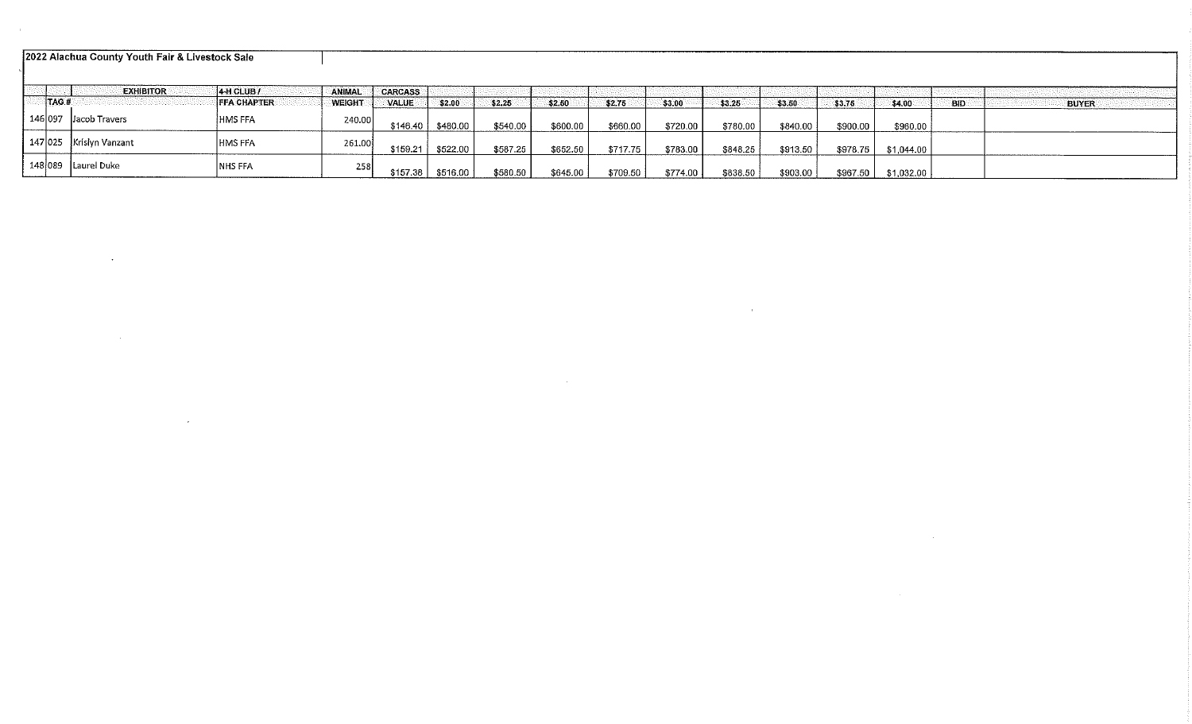2022 Alachua County Youth Fair & Livestock Sale

| | TAG # | EXHIBITOR | 4-H CLUB / FFA CHAPTER | ANIMAL WEIGHT | CARCASS VALUE | $2.00 | $2.25 | $2.50 | $2.75 | $3.00 | $3.25 | $3.50 | $3.75 | $4.00 | BID | BUYER |
|---|---|---|---|---|---|---|---|---|---|---|---|---|---|---|---|---|
| 146 | 097 | Jacob Travers | HMS FFA | 240.00 | $146.40 | $480.00 | $540.00 | $600.00 | $660.00 | $720.00 | $780.00 | $840.00 | $900.00 | $960.00 | | |
| 147 | 025 | Krislyn Vanzant | HMS FFA | 261.00 | $159.21 | $522.00 | $587.25 | $652.50 | $717.75 | $783.00 | $848.25 | $913.50 | $978.75 | $1,044.00 | | |
| 148 | 089 | Laurel Duke | NHS FFA | 258 | $157.38 | $516.00 | $580.50 | $645.00 | $709.50 | $774.00 | $838.50 | $903.00 | $967.50 | $1,032.00 | | |